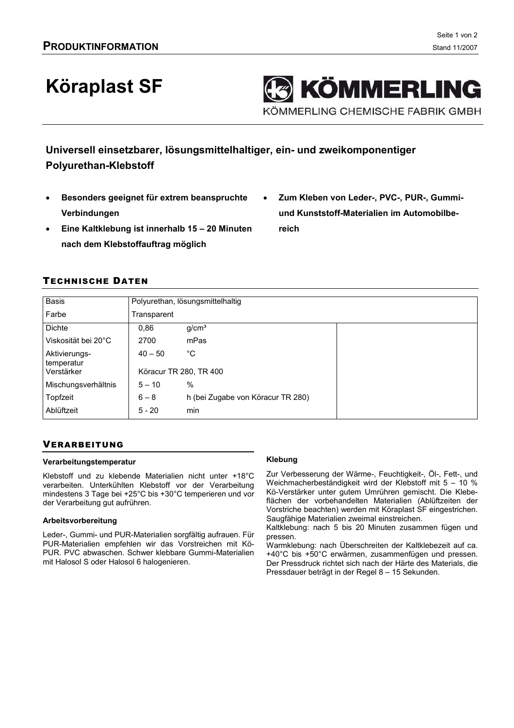# Köraplast SF

KÖMMERLING CHEMISCHE FABRIK GMBH

## Universell einsetzbarer, lösungsmittelhaltiger, ein- und zweikomponentiger Polyurethan-Klebstoff

- **Besonders geeignet für extrem beanspruchte Verbindungen**
- **Eine Kaltklebung ist innerhalb 15 – 20 Minuten nach dem Klebstoffauftrag möglich**
- **Zum Kleben von Leder-, PVC-, PUR-, Gummi- und Kunststoff-Materialien im Automobilbereich**

## Technische Daten

| Basis | Polyurethan, lösungsmittelhaltig | | |
|---|---|---|---|
| Farbe | Transparent | | |
| Dichte | 0,86 | g/cm³ | |
| Viskosität bei 20°C | 2700 | mPas | |
| Aktivierungs-temperatur | 40 – 50 | °C | |
| Verstärker | Köracur TR 280, TR 400 | | |
| Mischungsverhältnis | 5 – 10 | % | |
| Topfzeit | 6 – 8 | h (bei Zugabe von Köracur TR 280) | |
| Ablüftzeit | 5 - 20 | min | |

## Verarbeitung

### Verarbeitungstemperatur

Klebstoff und zu klebende Materialien nicht unter +18°C verarbeiten. Unterkühlten Klebstoff vor der Verarbeitung mindestens 3 Tage bei +25°C bis +30°C temperieren und vor der Verarbeitung gut aufrühren.

### Arbeitsvorbereitung

Leder-, Gummi- und PUR-Materialien sorgfältig aufrauen. Für PUR-Materialien empfehlen wir das Vorstreichen mit Kö-PUR. PVC abwaschen. Schwer klebbare Gummi-Materialien mit Halosol S oder Halosol 6 halogenieren.

### Klebung

Zur Verbesserung der Wärme-, Feuchtigkeit-, Öl-, Fett-, und Weichmacherbeständigkeit wird der Klebstoff mit 5 – 10 % Kö-Verstärker unter gutem Umrühren gemischt. Die Klebeflächen der vorbehandelten Materialien (Ablüftzeiten der Vorstriche beachten) werden mit Köraplast SF eingestrichen. Saugfähige Materialien zweimal einstreichen.

Kaltklebung: nach 5 bis 20 Minuten zusammen fügen und pressen.

Warmklebung: nach Überschreiten der Kaltklebezeit auf ca. +40°C bis +50°C erwärmen, zusammenfügen und pressen. Der Pressdruck richtet sich nach der Härte des Materials, die Pressdauer beträgt in der Regel 8 – 15 Sekunden.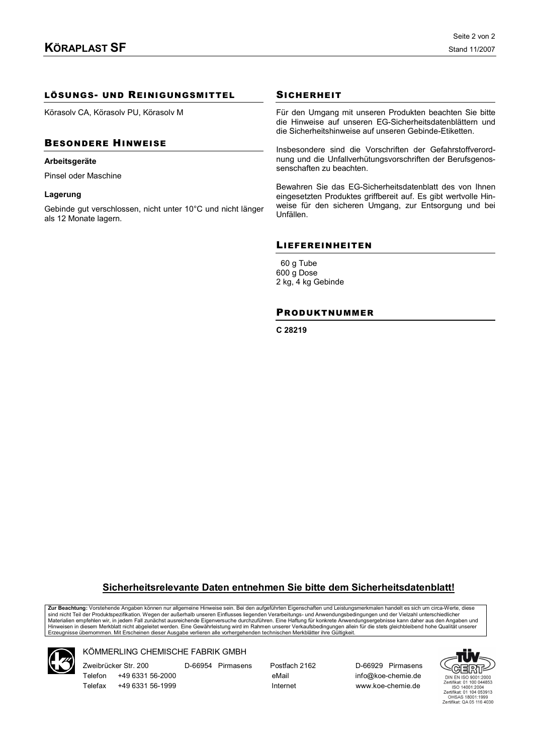## Lösungs- und Reinigungsmittel

Körasolv CA, Körasolv PU, Körasolv M

## Besondere Hinweise

**Arbeitsgeräte**

Pinsel oder Maschine

**Lagerung**

Gebinde gut verschlossen, nicht unter 10°C und nicht länger als 12 Monate lagern.

## Sicherheit

Für den Umgang mit unseren Produkten beachten Sie bitte die Hinweise auf unseren EG-Sicherheitsdatenblättern und die Sicherheitshinweise auf unseren Gebinde-Etiketten.

Insbesondere sind die Vorschriften der Gefahrstoffverordnung und die Unfallverhütungsvorschriften der Berufsgenossenschaften zu beachten.

Bewahren Sie das EG-Sicherheitsdatenblatt des von Ihnen eingesetzten Produktes griffbereit auf. Es gibt wertvolle Hinweise für den sicheren Umgang, zur Entsorgung und bei Unfällen.

## Liefereinheiten

60 g Tube
600 g Dose
2 kg, 4 kg Gebinde

## Produktnummer

**C 28219**

**Sicherheitsrelevante Daten entnehmen Sie bitte dem Sicherheitsdatenblatt!**

**Zur Beachtung:** Vorstehende Angaben können nur allgemeine Hinweise sein. Bei den aufgeführten Eigenschaften und Leistungsmerkmalen handelt es sich um circa-Werte, diese sind nicht Teil der Produktspezifikation. Wegen der außerhalb unseren Einflusses liegenden Verarbeitungs- und Anwendungsbedingungen und der Vielzahl unterschiedlicher Materialien empfehlen wir, in jedem Fall zunächst ausreichende Eigenversuche durchzuführen. Eine Haftung für konkrete Anwendungsergebnisse kann daher aus den Angaben und Hinweisen in diesem Merkblatt nicht abgeleitet werden. Eine Gewährleistung wird im Rahmen unserer Verkaufsbedingungen allein für die stets gleichbleibend hohe Qualität unserer Erzeugnisse übernommen. Mit Erscheinen dieser Ausgabe verlieren alle vorhergehenden technischen Merkblätter ihre Gültigkeit.

KÖMMERLING CHEMISCHE FABRIK GMBH

Zweibrücker Str. 200 D-66954 Pirmasens — Postfach 2162 D-66929 Pirmasens
Telefon +49 6331 56-2000 — eMail info@koe-chemie.de
Telefax +49 6331 56-1999 — Internet www.koe-chemie.de

TÜV CERT
DIN EN ISO 9001:2000
Zertifikat: 01 100 044853
ISO 14001:2004
Zertifikat: 01 104 053913
OHSAS 18001:1999
Zertifikat: QA 05 116 4030